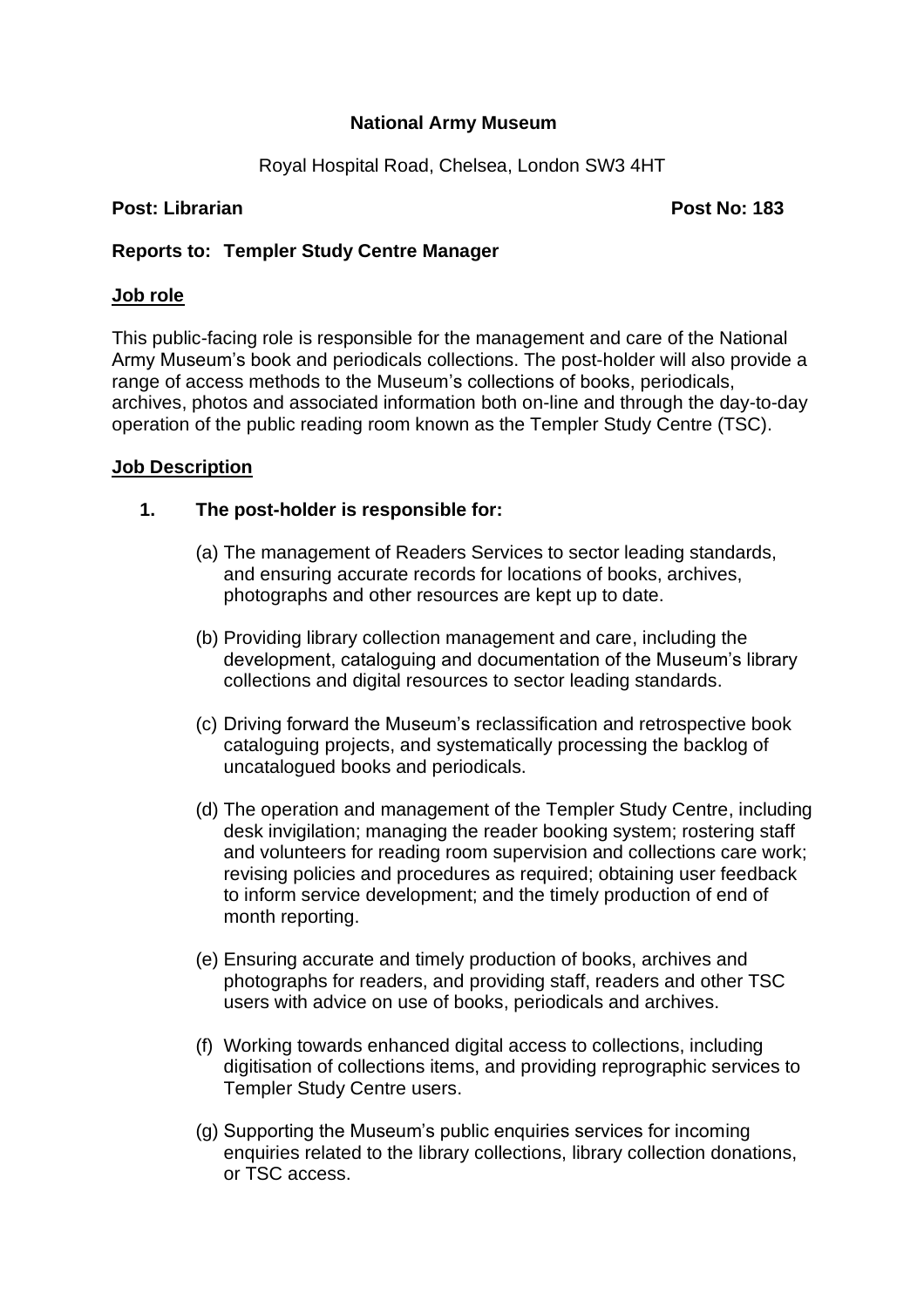**National Army Museum**

Royal Hospital Road, Chelsea, London SW3 4HT

**Post: Librarian** **Post No: 183**

**Reports to: Templer Study Centre Manager**

## Job role

This public-facing role is responsible for the management and care of the National Army Museum's book and periodicals collections. The post-holder will also provide a range of access methods to the Museum's collections of books, periodicals, archives, photos and associated information both on-line and through the day-to-day operation of the public reading room known as the Templer Study Centre (TSC).

## Job Description

1. **The post-holder is responsible for:**

   (a) The management of Readers Services to sector leading standards, and ensuring accurate records for locations of books, archives, photographs and other resources are kept up to date.

   (b) Providing library collection management and care, including the development, cataloguing and documentation of the Museum's library collections and digital resources to sector leading standards.

   (c) Driving forward the Museum's reclassification and retrospective book cataloguing projects, and systematically processing the backlog of uncatalogued books and periodicals.

   (d) The operation and management of the Templer Study Centre, including desk invigilation; managing the reader booking system; rostering staff and volunteers for reading room supervision and collections care work; revising policies and procedures as required; obtaining user feedback to inform service development; and the timely production of end of month reporting.

   (e) Ensuring accurate and timely production of books, archives and photographs for readers, and providing staff, readers and other TSC users with advice on use of books, periodicals and archives.

   (f) Working towards enhanced digital access to collections, including digitisation of collections items, and providing reprographic services to Templer Study Centre users.

   (g) Supporting the Museum's public enquiries services for incoming enquiries related to the library collections, library collection donations, or TSC access.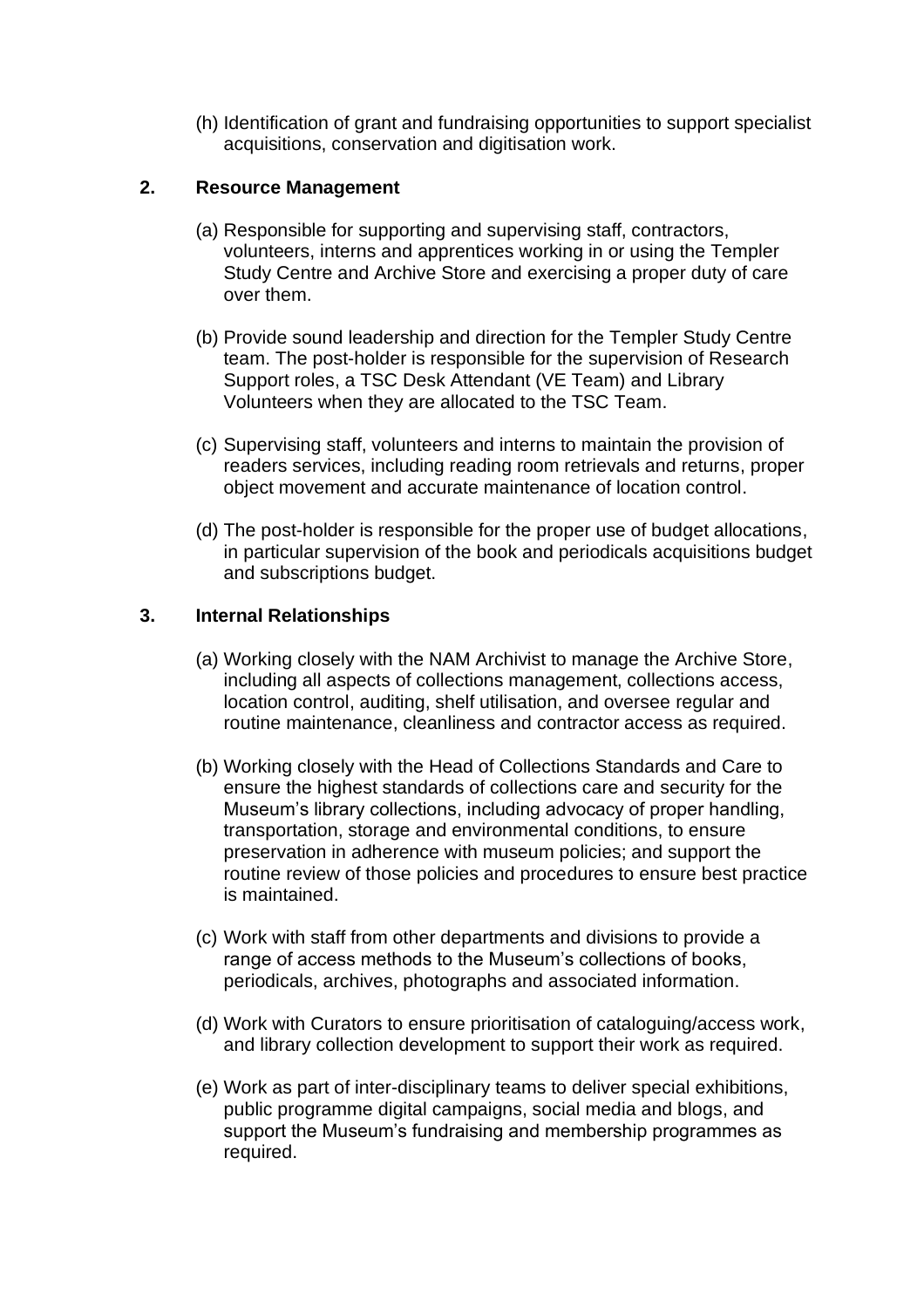(h) Identification of grant and fundraising opportunities to support specialist acquisitions, conservation and digitisation work.

**2. Resource Management**

(a) Responsible for supporting and supervising staff, contractors, volunteers, interns and apprentices working in or using the Templer Study Centre and Archive Store and exercising a proper duty of care over them.

(b) Provide sound leadership and direction for the Templer Study Centre team. The post-holder is responsible for the supervision of Research Support roles, a TSC Desk Attendant (VE Team) and Library Volunteers when they are allocated to the TSC Team.

(c) Supervising staff, volunteers and interns to maintain the provision of readers services, including reading room retrievals and returns, proper object movement and accurate maintenance of location control.

(d) The post-holder is responsible for the proper use of budget allocations, in particular supervision of the book and periodicals acquisitions budget and subscriptions budget.

**3. Internal Relationships**

(a) Working closely with the NAM Archivist to manage the Archive Store, including all aspects of collections management, collections access, location control, auditing, shelf utilisation, and oversee regular and routine maintenance, cleanliness and contractor access as required.

(b) Working closely with the Head of Collections Standards and Care to ensure the highest standards of collections care and security for the Museum's library collections, including advocacy of proper handling, transportation, storage and environmental conditions, to ensure preservation in adherence with museum policies; and support the routine review of those policies and procedures to ensure best practice is maintained.

(c) Work with staff from other departments and divisions to provide a range of access methods to the Museum's collections of books, periodicals, archives, photographs and associated information.

(d) Work with Curators to ensure prioritisation of cataloguing/access work, and library collection development to support their work as required.

(e) Work as part of inter-disciplinary teams to deliver special exhibitions, public programme digital campaigns, social media and blogs, and support the Museum's fundraising and membership programmes as required.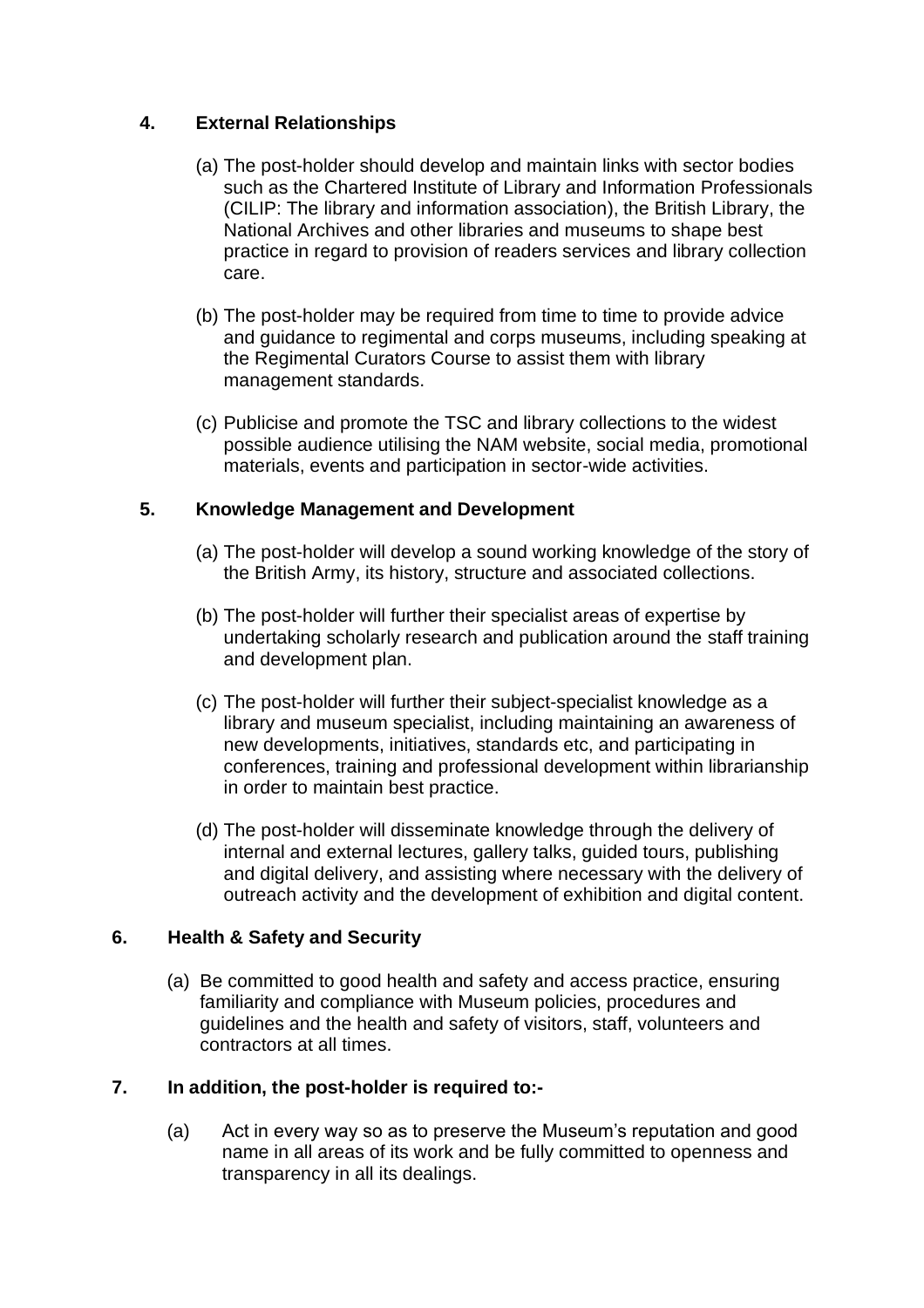## 4. External Relationships

(a) The post-holder should develop and maintain links with sector bodies such as the Chartered Institute of Library and Information Professionals (CILIP: The library and information association), the British Library, the National Archives and other libraries and museums to shape best practice in regard to provision of readers services and library collection care.

(b) The post-holder may be required from time to time to provide advice and guidance to regimental and corps museums, including speaking at the Regimental Curators Course to assist them with library management standards.

(c) Publicise and promote the TSC and library collections to the widest possible audience utilising the NAM website, social media, promotional materials, events and participation in sector-wide activities.

## 5. Knowledge Management and Development

(a) The post-holder will develop a sound working knowledge of the story of the British Army, its history, structure and associated collections.

(b) The post-holder will further their specialist areas of expertise by undertaking scholarly research and publication around the staff training and development plan.

(c) The post-holder will further their subject-specialist knowledge as a library and museum specialist, including maintaining an awareness of new developments, initiatives, standards etc, and participating in conferences, training and professional development within librarianship in order to maintain best practice.

(d) The post-holder will disseminate knowledge through the delivery of internal and external lectures, gallery talks, guided tours, publishing and digital delivery, and assisting where necessary with the delivery of outreach activity and the development of exhibition and digital content.

## 6. Health & Safety and Security

(a) Be committed to good health and safety and access practice, ensuring familiarity and compliance with Museum policies, procedures and guidelines and the health and safety of visitors, staff, volunteers and contractors at all times.

## 7. In addition, the post-holder is required to:-

(a) Act in every way so as to preserve the Museum's reputation and good name in all areas of its work and be fully committed to openness and transparency in all its dealings.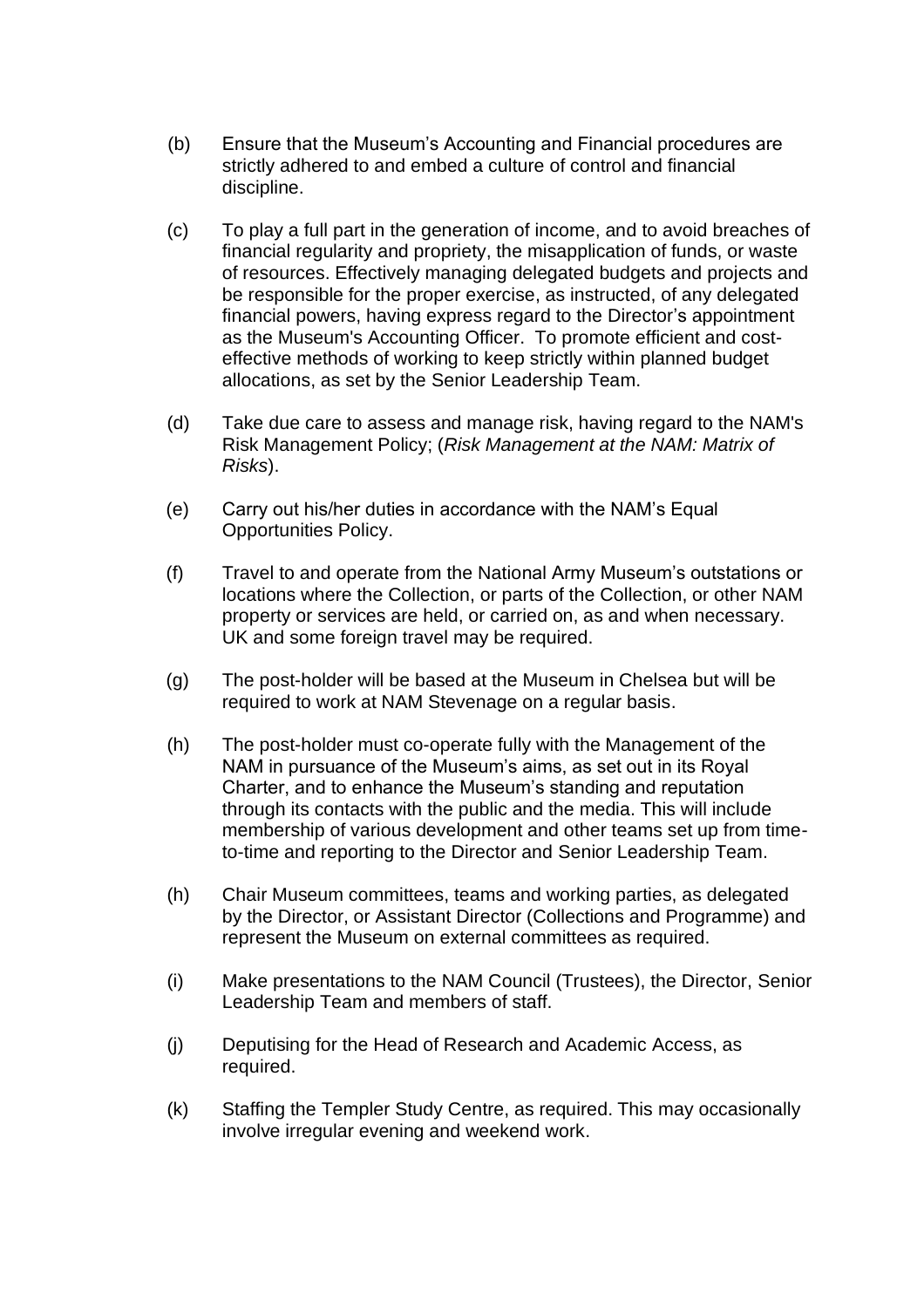(b) Ensure that the Museum's Accounting and Financial procedures are strictly adhered to and embed a culture of control and financial discipline.

(c) To play a full part in the generation of income, and to avoid breaches of financial regularity and propriety, the misapplication of funds, or waste of resources. Effectively managing delegated budgets and projects and be responsible for the proper exercise, as instructed, of any delegated financial powers, having express regard to the Director's appointment as the Museum's Accounting Officer. To promote efficient and cost-effective methods of working to keep strictly within planned budget allocations, as set by the Senior Leadership Team.

(d) Take due care to assess and manage risk, having regard to the NAM's Risk Management Policy; (*Risk Management at the NAM: Matrix of Risks*).

(e) Carry out his/her duties in accordance with the NAM's Equal Opportunities Policy.

(f) Travel to and operate from the National Army Museum's outstations or locations where the Collection, or parts of the Collection, or other NAM property or services are held, or carried on, as and when necessary. UK and some foreign travel may be required.

(g) The post-holder will be based at the Museum in Chelsea but will be required to work at NAM Stevenage on a regular basis.

(h) The post-holder must co-operate fully with the Management of the NAM in pursuance of the Museum's aims, as set out in its Royal Charter, and to enhance the Museum's standing and reputation through its contacts with the public and the media. This will include membership of various development and other teams set up from time-to-time and reporting to the Director and Senior Leadership Team.

(h) Chair Museum committees, teams and working parties, as delegated by the Director, or Assistant Director (Collections and Programme) and represent the Museum on external committees as required.

(i) Make presentations to the NAM Council (Trustees), the Director, Senior Leadership Team and members of staff.

(j) Deputising for the Head of Research and Academic Access, as required.

(k) Staffing the Templer Study Centre, as required. This may occasionally involve irregular evening and weekend work.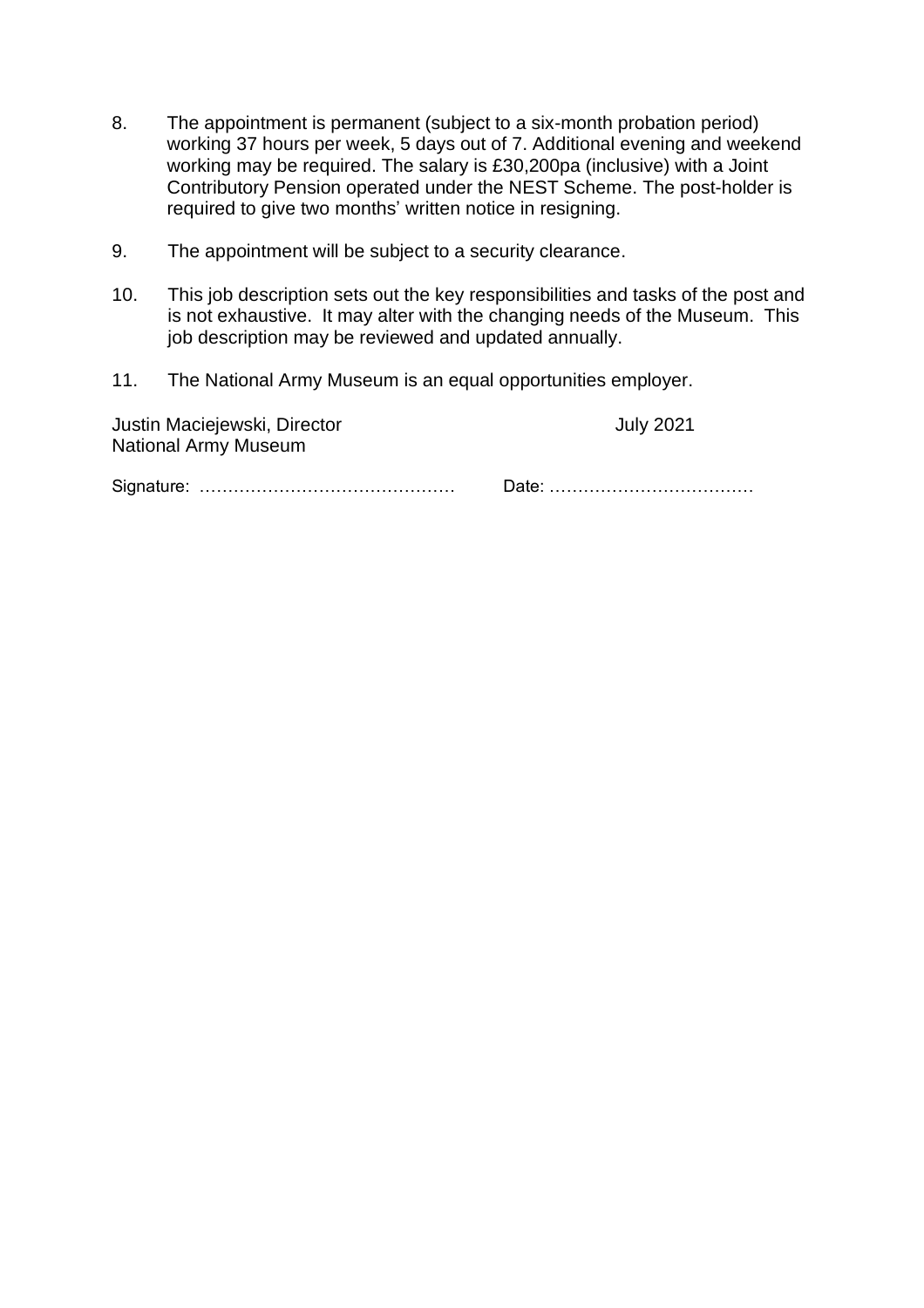8. The appointment is permanent (subject to a six-month probation period) working 37 hours per week, 5 days out of 7. Additional evening and weekend working may be required. The salary is £30,200pa (inclusive) with a Joint Contributory Pension operated under the NEST Scheme. The post-holder is required to give two months' written notice in resigning.

9. The appointment will be subject to a security clearance.

10. This job description sets out the key responsibilities and tasks of the post and is not exhaustive. It may alter with the changing needs of the Museum. This job description may be reviewed and updated annually.

11. The National Army Museum is an equal opportunities employer.

Justin Maciejewski, Director July 2021
National Army Museum

Signature: ……………………………………… Date: ………………………………